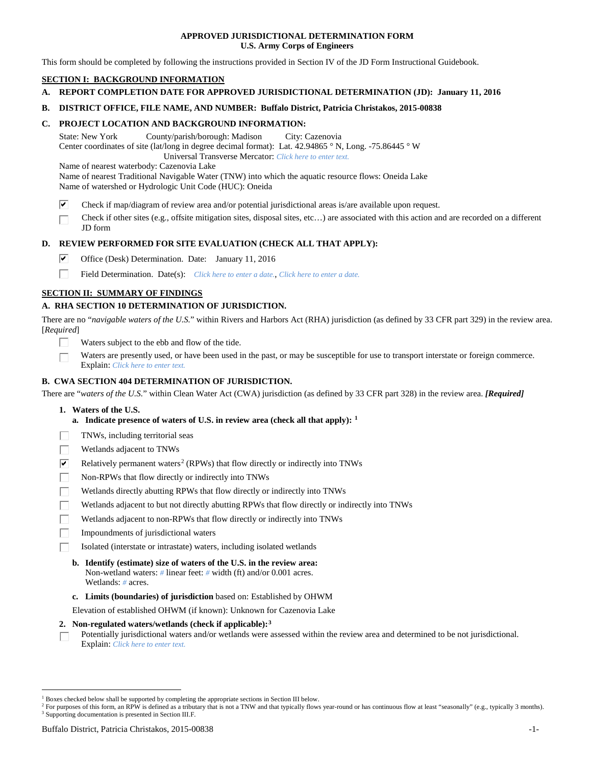**APPROVED JURISDICTIONAL DETERMINATION FORM**
**U.S. Army Corps of Engineers**

This form should be completed by following the instructions provided in Section IV of the JD Form Instructional Guidebook.

## SECTION I: BACKGROUND INFORMATION

**A. REPORT COMPLETION DATE FOR APPROVED JURISDICTIONAL DETERMINATION (JD): January 11, 2016**

**B. DISTRICT OFFICE, FILE NAME, AND NUMBER: Buffalo District, Patricia Christakos, 2015-00838**

**C. PROJECT LOCATION AND BACKGROUND INFORMATION:**

State: New York County/parish/borough: Madison City: Cazenovia
Center coordinates of site (lat/long in degree decimal format): Lat. 42.94865 ° N, Long. -75.86445 ° W
Universal Transverse Mercator: *Click here to enter text.*
Name of nearest waterbody: Cazenovia Lake
Name of nearest Traditional Navigable Water (TNW) into which the aquatic resource flows: Oneida Lake
Name of watershed or Hydrologic Unit Code (HUC): Oneida

☑ Check if map/diagram of review area and/or potential jurisdictional areas is/are available upon request.
☐ Check if other sites (e.g., offsite mitigation sites, disposal sites, etc…) are associated with this action and are recorded on a different JD form

**D. REVIEW PERFORMED FOR SITE EVALUATION (CHECK ALL THAT APPLY):**

☑ Office (Desk) Determination. Date: January 11, 2016
☐ Field Determination. Date(s): *Click here to enter a date., Click here to enter a date.*

## SECTION II: SUMMARY OF FINDINGS

**A. RHA SECTION 10 DETERMINATION OF JURISDICTION.**

There are no "*navigable waters of the U.S.*" within Rivers and Harbors Act (RHA) jurisdiction (as defined by 33 CFR part 329) in the review area. [*Required*]

☐ Waters subject to the ebb and flow of the tide.
☐ Waters are presently used, or have been used in the past, or may be susceptible for use to transport interstate or foreign commerce. Explain: *Click here to enter text.*

**B. CWA SECTION 404 DETERMINATION OF JURISDICTION.**

There are "*waters of the U.S.*" within Clean Water Act (CWA) jurisdiction (as defined by 33 CFR part 328) in the review area. ***[Required]***

**1. Waters of the U.S.**

**a. Indicate presence of waters of U.S. in review area (check all that apply):** [1]

☐ TNWs, including territorial seas
☐ Wetlands adjacent to TNWs
☑ Relatively permanent waters[2] (RPWs) that flow directly or indirectly into TNWs
☐ Non-RPWs that flow directly or indirectly into TNWs
☐ Wetlands directly abutting RPWs that flow directly or indirectly into TNWs
☐ Wetlands adjacent to but not directly abutting RPWs that flow directly or indirectly into TNWs
☐ Wetlands adjacent to non-RPWs that flow directly or indirectly into TNWs
☐ Impoundments of jurisdictional waters
☐ Isolated (interstate or intrastate) waters, including isolated wetlands

**b. Identify (estimate) size of waters of the U.S. in the review area:**
Non-wetland waters: # linear feet: # width (ft) and/or 0.001 acres.
Wetlands: # acres.

**c. Limits (boundaries) of jurisdiction** based on: Established by OHWM

Elevation of established OHWM (if known): Unknown for Cazenovia Lake

**2. Non-regulated waters/wetlands (check if applicable):**[3]

☐ Potentially jurisdictional waters and/or wetlands were assessed within the review area and determined to be not jurisdictional. Explain: *Click here to enter text.*

---

[1] Boxes checked below shall be supported by completing the appropriate sections in Section III below.
[2] For purposes of this form, an RPW is defined as a tributary that is not a TNW and that typically flows year-round or has continuous flow at least "seasonally" (e.g., typically 3 months).
[3] Supporting documentation is presented in Section III.F.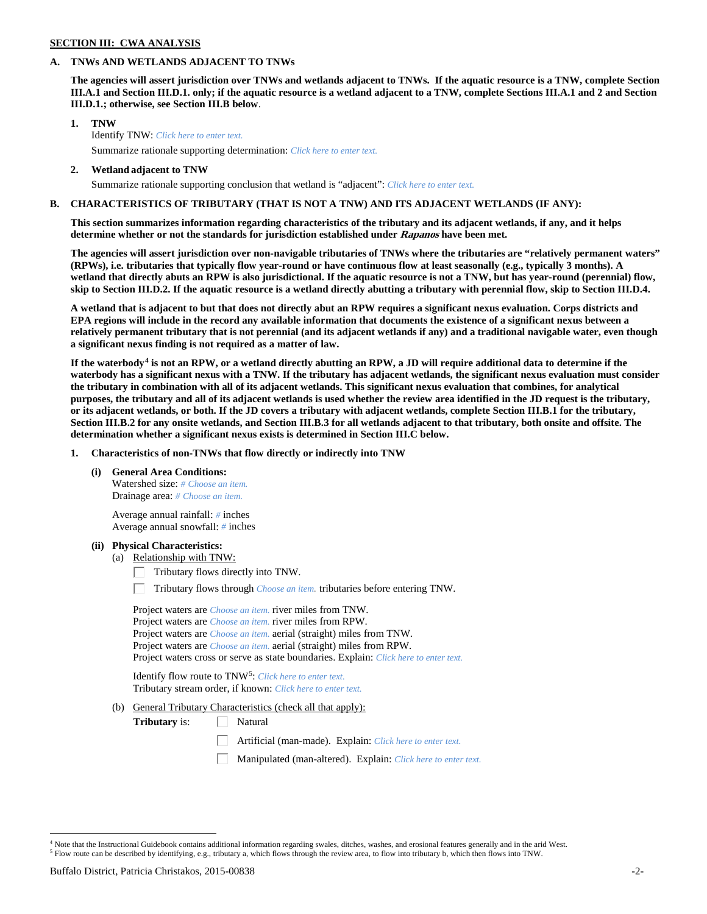**SECTION III: CWA ANALYSIS**

**A. TNWs AND WETLANDS ADJACENT TO TNWs**

**The agencies will assert jurisdiction over TNWs and wetlands adjacent to TNWs. If the aquatic resource is a TNW, complete Section III.A.1 and Section III.D.1. only; if the aquatic resource is a wetland adjacent to a TNW, complete Sections III.A.1 and 2 and Section III.D.1.; otherwise, see Section III.B below**.

**1. TNW**

Identify TNW: *Click here to enter text.*

Summarize rationale supporting determination: *Click here to enter text.*

**2. Wetland adjacent to TNW**

Summarize rationale supporting conclusion that wetland is "adjacent": *Click here to enter text.*

**B. CHARACTERISTICS OF TRIBUTARY (THAT IS NOT A TNW) AND ITS ADJACENT WETLANDS (IF ANY):**

**This section summarizes information regarding characteristics of the tributary and its adjacent wetlands, if any, and it helps determine whether or not the standards for jurisdiction established under *Rapanos* have been met.**

**The agencies will assert jurisdiction over non-navigable tributaries of TNWs where the tributaries are "relatively permanent waters" (RPWs), i.e. tributaries that typically flow year-round or have continuous flow at least seasonally (e.g., typically 3 months). A wetland that directly abuts an RPW is also jurisdictional. If the aquatic resource is not a TNW, but has year-round (perennial) flow, skip to Section III.D.2. If the aquatic resource is a wetland directly abutting a tributary with perennial flow, skip to Section III.D.4.**

**A wetland that is adjacent to but that does not directly abut an RPW requires a significant nexus evaluation. Corps districts and EPA regions will include in the record any available information that documents the existence of a significant nexus between a relatively permanent tributary that is not perennial (and its adjacent wetlands if any) and a traditional navigable water, even though a significant nexus finding is not required as a matter of law.**

**If the waterbody[4] is not an RPW, or a wetland directly abutting an RPW, a JD will require additional data to determine if the waterbody has a significant nexus with a TNW. If the tributary has adjacent wetlands, the significant nexus evaluation must consider the tributary in combination with all of its adjacent wetlands. This significant nexus evaluation that combines, for analytical purposes, the tributary and all of its adjacent wetlands is used whether the review area identified in the JD request is the tributary, or its adjacent wetlands, or both. If the JD covers a tributary with adjacent wetlands, complete Section III.B.1 for the tributary, Section III.B.2 for any onsite wetlands, and Section III.B.3 for all wetlands adjacent to that tributary, both onsite and offsite. The determination whether a significant nexus exists is determined in Section III.C below.**

**1. Characteristics of non-TNWs that flow directly or indirectly into TNW**

**(i) General Area Conditions:**

Watershed size: *# Choose an item.*
Drainage area: *# Choose an item.*

Average annual rainfall: *#* inches
Average annual snowfall: *#* inches

**(ii) Physical Characteristics:**

(a) Relationship with TNW:

☐ Tributary flows directly into TNW.

☐ Tributary flows through *Choose an item.* tributaries before entering TNW.

Project waters are *Choose an item.* river miles from TNW.
Project waters are *Choose an item.* river miles from RPW.
Project waters are *Choose an item.* aerial (straight) miles from TNW.
Project waters are *Choose an item.* aerial (straight) miles from RPW.
Project waters cross or serve as state boundaries. Explain: *Click here to enter text.*

Identify flow route to TNW[5]: *Click here to enter text.*
Tributary stream order, if known: *Click here to enter text.*

(b) General Tributary Characteristics (check all that apply):

**Tributary** is:

☐ Natural

☐ Artificial (man-made). Explain: *Click here to enter text.*

☐ Manipulated (man-altered). Explain: *Click here to enter text.*

---

[4] Note that the Instructional Guidebook contains additional information regarding swales, ditches, washes, and erosional features generally and in the arid West.

[5] Flow route can be described by identifying, e.g., tributary a, which flows through the review area, to flow into tributary b, which then flows into TNW.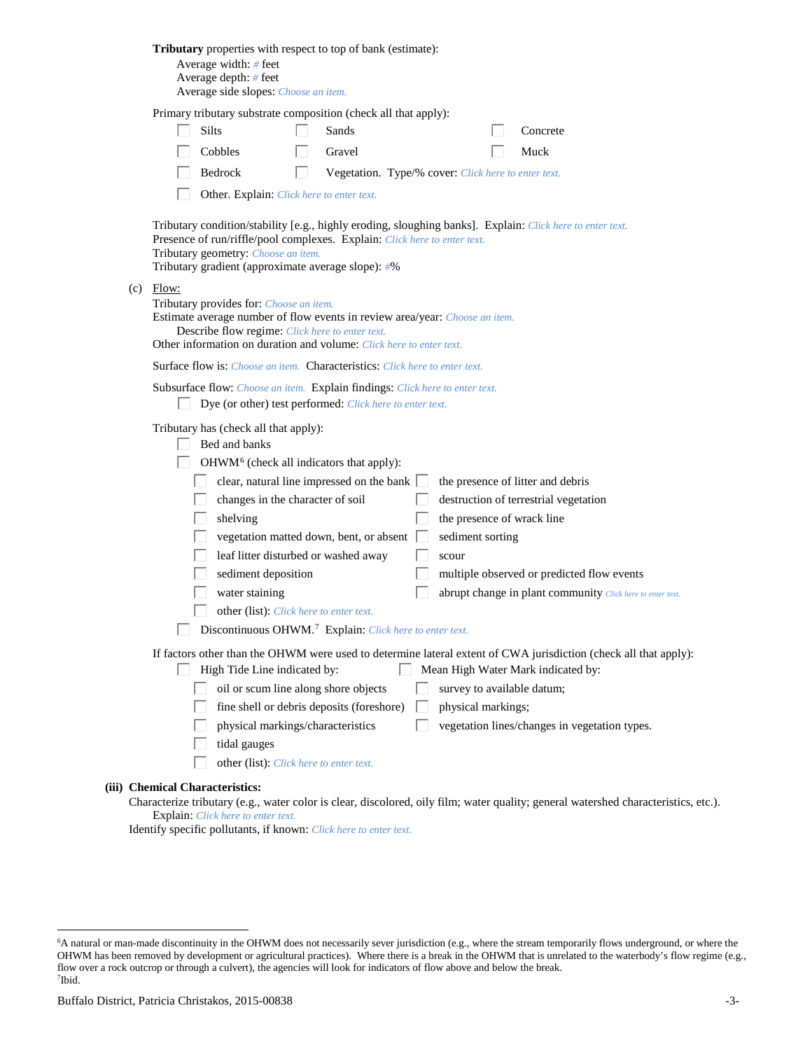**Tributary** properties with respect to top of bank (estimate):
- Average width: # feet
- Average depth: # feet
- Average side slopes: Choose an item.

Primary tributary substrate composition (check all that apply):

- ☐ Silts
- ☐ Sands
- ☐ Concrete
- ☐ Cobbles
- ☐ Gravel
- ☐ Muck
- ☐ Bedrock
- ☐ Vegetation. Type/% cover: Click here to enter text.
- ☐ Other. Explain: Click here to enter text.

Tributary condition/stability [e.g., highly eroding, sloughing banks]. Explain: Click here to enter text.
Presence of run/riffle/pool complexes. Explain: Click here to enter text.
Tributary geometry: Choose an item.
Tributary gradient (approximate average slope): #%

(c) Flow:

Tributary provides for: Choose an item.
Estimate average number of flow events in review area/year: Choose an item.
Describe flow regime: Click here to enter text.
Other information on duration and volume: Click here to enter text.

Surface flow is: Choose an item. Characteristics: Click here to enter text.

Subsurface flow: Choose an item. Explain findings: Click here to enter text.
- ☐ Dye (or other) test performed: Click here to enter text.

Tributary has (check all that apply):
- ☐ Bed and banks
- ☐ OHWM[6] (check all indicators that apply):
  - ☐ clear, natural line impressed on the bank
  - ☐ the presence of litter and debris
  - ☐ changes in the character of soil
  - ☐ destruction of terrestrial vegetation
  - ☐ shelving
  - ☐ the presence of wrack line
  - ☐ vegetation matted down, bent, or absent
  - ☐ sediment sorting
  - ☐ leaf litter disturbed or washed away
  - ☐ scour
  - ☐ sediment deposition
  - ☐ multiple observed or predicted flow events
  - ☐ water staining
  - ☐ abrupt change in plant community Click here to enter text.
  - ☐ other (list): Click here to enter text.
- ☐ Discontinuous OHWM.[7] Explain: Click here to enter text.

If factors other than the OHWM were used to determine lateral extent of CWA jurisdiction (check all that apply):
- ☐ High Tide Line indicated by:
  - ☐ oil or scum line along shore objects
  - ☐ fine shell or debris deposits (foreshore)
  - ☐ physical markings/characteristics
  - ☐ tidal gauges
  - ☐ other (list): Click here to enter text.
- ☐ Mean High Water Mark indicated by:
  - ☐ survey to available datum;
  - ☐ physical markings;
  - ☐ vegetation lines/changes in vegetation types.

**(iii) Chemical Characteristics:**

Characterize tributary (e.g., water color is clear, discolored, oily film; water quality; general watershed characteristics, etc.).
Explain: Click here to enter text.
Identify specific pollutants, if known: Click here to enter text.

---

[6]A natural or man-made discontinuity in the OHWM does not necessarily sever jurisdiction (e.g., where the stream temporarily flows underground, or where the OHWM has been removed by development or agricultural practices). Where there is a break in the OHWM that is unrelated to the waterbody's flow regime (e.g., flow over a rock outcrop or through a culvert), the agencies will look for indicators of flow above and below the break.
[7]Ibid.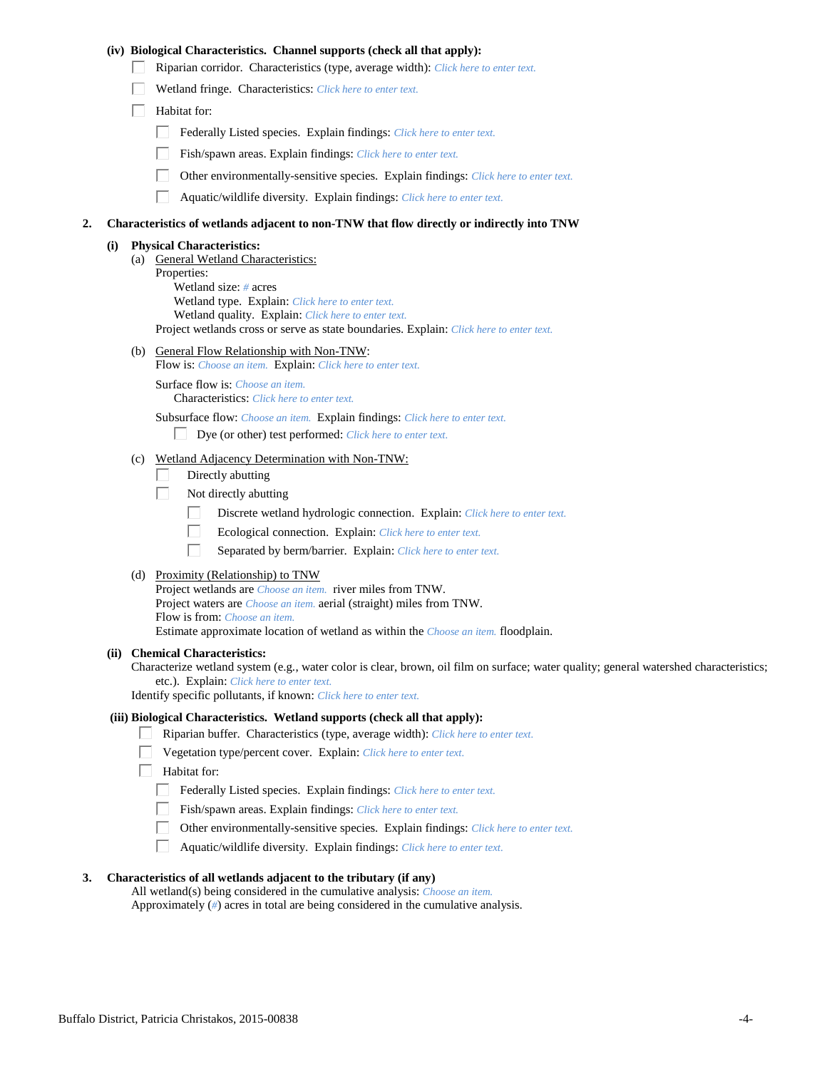**(iv) Biological Characteristics. Channel supports (check all that apply):**

- ☐ Riparian corridor. Characteristics (type, average width): *Click here to enter text.*
- ☐ Wetland fringe. Characteristics: *Click here to enter text.*
- ☐ Habitat for:
  - ☐ Federally Listed species. Explain findings: *Click here to enter text.*
  - ☐ Fish/spawn areas. Explain findings: *Click here to enter text.*
  - ☐ Other environmentally-sensitive species. Explain findings: *Click here to enter text.*
  - ☐ Aquatic/wildlife diversity. Explain findings: *Click here to enter text.*

**2. Characteristics of wetlands adjacent to non-TNW that flow directly or indirectly into TNW**

**(i) Physical Characteristics:**

(a) General Wetland Characteristics:
Properties:
Wetland size: *#* acres
Wetland type. Explain: *Click here to enter text.*
Wetland quality. Explain: *Click here to enter text.*
Project wetlands cross or serve as state boundaries. Explain: *Click here to enter text.*

(b) General Flow Relationship with Non-TNW:
Flow is: *Choose an item.* Explain: *Click here to enter text.*

Surface flow is: *Choose an item.*
Characteristics: *Click here to enter text.*

Subsurface flow: *Choose an item.* Explain findings: *Click here to enter text.*
☐ Dye (or other) test performed: *Click here to enter text.*

(c) Wetland Adjacency Determination with Non-TNW:
- ☐ Directly abutting
- ☐ Not directly abutting
  - ☐ Discrete wetland hydrologic connection. Explain: *Click here to enter text.*
  - ☐ Ecological connection. Explain: *Click here to enter text.*
  - ☐ Separated by berm/barrier. Explain: *Click here to enter text.*

(d) Proximity (Relationship) to TNW
Project wetlands are *Choose an item.* river miles from TNW.
Project waters are *Choose an item.* aerial (straight) miles from TNW.
Flow is from: *Choose an item.*
Estimate approximate location of wetland as within the *Choose an item.* floodplain.

**(ii) Chemical Characteristics:**
Characterize wetland system (e.g., water color is clear, brown, oil film on surface; water quality; general watershed characteristics; etc.). Explain: *Click here to enter text.*
Identify specific pollutants, if known: *Click here to enter text.*

**(iii) Biological Characteristics. Wetland supports (check all that apply):**
- ☐ Riparian buffer. Characteristics (type, average width): *Click here to enter text.*
- ☐ Vegetation type/percent cover. Explain: *Click here to enter text.*
- ☐ Habitat for:
  - ☐ Federally Listed species. Explain findings: *Click here to enter text.*
  - ☐ Fish/spawn areas. Explain findings: *Click here to enter text.*
  - ☐ Other environmentally-sensitive species. Explain findings: *Click here to enter text.*
  - ☐ Aquatic/wildlife diversity. Explain findings: *Click here to enter text.*

**3. Characteristics of all wetlands adjacent to the tributary (if any)**
All wetland(s) being considered in the cumulative analysis: *Choose an item.*
Approximately (*#*) acres in total are being considered in the cumulative analysis.

Buffalo District, Patricia Christakos, 2015-00838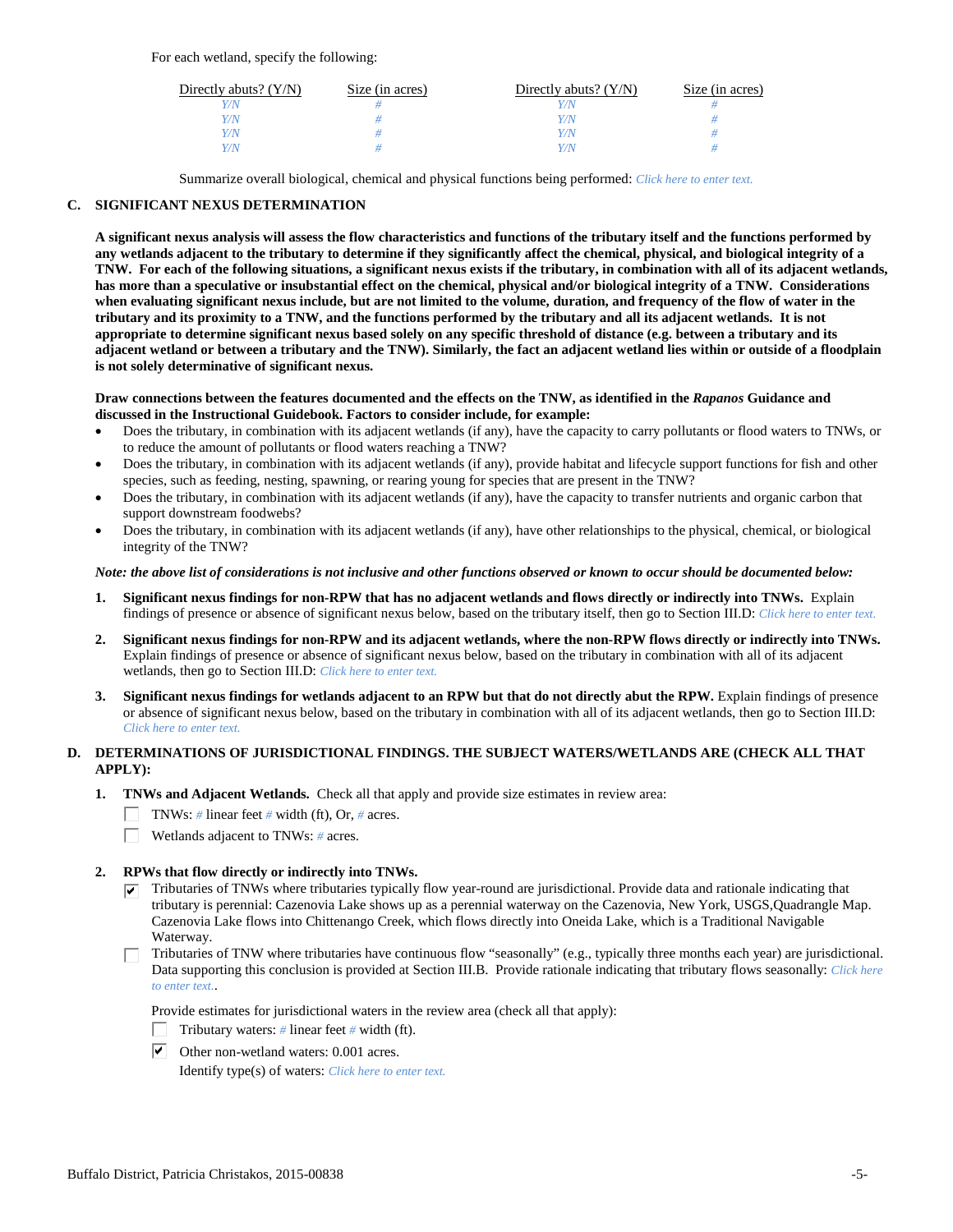For each wetland, specify the following:

| Directly abuts? (Y/N) | Size (in acres) | Directly abuts? (Y/N) | Size (in acres) |
|---|---|---|---|
| Y/N | # | Y/N | # |
| Y/N | # | Y/N | # |
| Y/N | # | Y/N | # |
| Y/N | # | Y/N | # |

Summarize overall biological, chemical and physical functions being performed: *Click here to enter text.*

**C. SIGNIFICANT NEXUS DETERMINATION**

**A significant nexus analysis will assess the flow characteristics and functions of the tributary itself and the functions performed by any wetlands adjacent to the tributary to determine if they significantly affect the chemical, physical, and biological integrity of a TNW. For each of the following situations, a significant nexus exists if the tributary, in combination with all of its adjacent wetlands, has more than a speculative or insubstantial effect on the chemical, physical and/or biological integrity of a TNW. Considerations when evaluating significant nexus include, but are not limited to the volume, duration, and frequency of the flow of water in the tributary and its proximity to a TNW, and the functions performed by the tributary and all its adjacent wetlands. It is not appropriate to determine significant nexus based solely on any specific threshold of distance (e.g. between a tributary and its adjacent wetland or between a tributary and the TNW). Similarly, the fact an adjacent wetland lies within or outside of a floodplain is not solely determinative of significant nexus.**

**Draw connections between the features documented and the effects on the TNW, as identified in the *Rapanos* Guidance and discussed in the Instructional Guidebook. Factors to consider include, for example:**

- Does the tributary, in combination with its adjacent wetlands (if any), have the capacity to carry pollutants or flood waters to TNWs, or to reduce the amount of pollutants or flood waters reaching a TNW?
- Does the tributary, in combination with its adjacent wetlands (if any), provide habitat and lifecycle support functions for fish and other species, such as feeding, nesting, spawning, or rearing young for species that are present in the TNW?
- Does the tributary, in combination with its adjacent wetlands (if any), have the capacity to transfer nutrients and organic carbon that support downstream foodwebs?
- Does the tributary, in combination with its adjacent wetlands (if any), have other relationships to the physical, chemical, or biological integrity of the TNW?

***Note: the above list of considerations is not inclusive and other functions observed or known to occur should be documented below:***

1. **Significant nexus findings for non-RPW that has no adjacent wetlands and flows directly or indirectly into TNWs.** Explain findings of presence or absence of significant nexus below, based on the tributary itself, then go to Section III.D: *Click here to enter text.*

2. **Significant nexus findings for non-RPW and its adjacent wetlands, where the non-RPW flows directly or indirectly into TNWs.** Explain findings of presence or absence of significant nexus below, based on the tributary in combination with all of its adjacent wetlands, then go to Section III.D: *Click here to enter text.*

3. **Significant nexus findings for wetlands adjacent to an RPW but that do not directly abut the RPW.** Explain findings of presence or absence of significant nexus below, based on the tributary in combination with all of its adjacent wetlands, then go to Section III.D: *Click here to enter text.*

**D. DETERMINATIONS OF JURISDICTIONAL FINDINGS. THE SUBJECT WATERS/WETLANDS ARE (CHECK ALL THAT APPLY):**

1. **TNWs and Adjacent Wetlands.** Check all that apply and provide size estimates in review area:
   - ☐ TNWs: # linear feet # width (ft), Or, # acres.
   - ☐ Wetlands adjacent to TNWs: # acres.

2. **RPWs that flow directly or indirectly into TNWs.**
   - ☑ Tributaries of TNWs where tributaries typically flow year-round are jurisdictional. Provide data and rationale indicating that tributary is perennial: Cazenovia Lake shows up as a perennial waterway on the Cazenovia, New York, USGS,Quadrangle Map. Cazenovia Lake flows into Chittenango Creek, which flows directly into Oneida Lake, which is a Traditional Navigable Waterway.
   - ☐ Tributaries of TNW where tributaries have continuous flow "seasonally" (e.g., typically three months each year) are jurisdictional. Data supporting this conclusion is provided at Section III.B. Provide rationale indicating that tributary flows seasonally: *Click here to enter text.*.

   Provide estimates for jurisdictional waters in the review area (check all that apply):
   - ☐ Tributary waters: # linear feet # width (ft).
   - ☑ Other non-wetland waters: 0.001 acres.
     Identify type(s) of waters: *Click here to enter text.*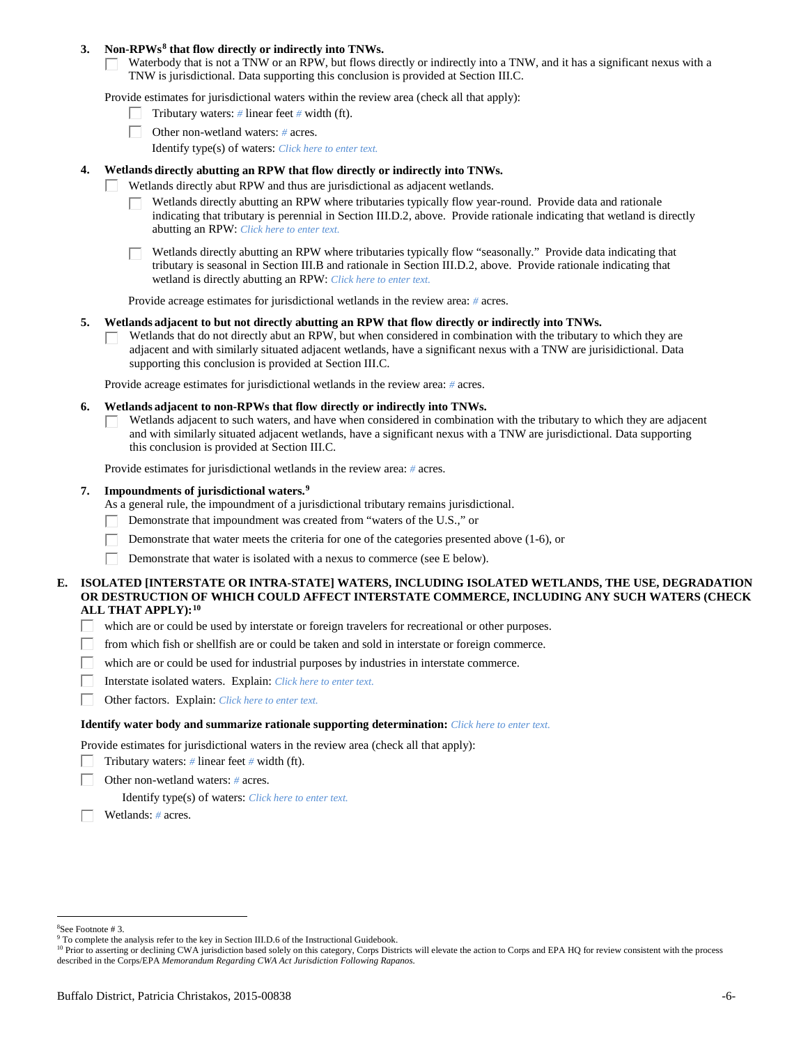3. **Non-RPWs[8] that flow directly or indirectly into TNWs.**
   - ☐ Waterbody that is not a TNW or an RPW, but flows directly or indirectly into a TNW, and it has a significant nexus with a TNW is jurisdictional. Data supporting this conclusion is provided at Section III.C.

   Provide estimates for jurisdictional waters within the review area (check all that apply):
   - ☐ Tributary waters: # linear feet # width (ft).
   - ☐ Other non-wetland waters: # acres.

     Identify type(s) of waters: *Click here to enter text.*

4. **Wetlands directly abutting an RPW that flow directly or indirectly into TNWs.**
   - ☐ Wetlands directly abut RPW and thus are jurisdictional as adjacent wetlands.
     - ☐ Wetlands directly abutting an RPW where tributaries typically flow year-round. Provide data and rationale indicating that tributary is perennial in Section III.D.2, above. Provide rationale indicating that wetland is directly abutting an RPW: *Click here to enter text.*
     - ☐ Wetlands directly abutting an RPW where tributaries typically flow "seasonally." Provide data indicating that tributary is seasonal in Section III.B and rationale in Section III.D.2, above. Provide rationale indicating that wetland is directly abutting an RPW: *Click here to enter text.*

     Provide acreage estimates for jurisdictional wetlands in the review area: # acres.

5. **Wetlands adjacent to but not directly abutting an RPW that flow directly or indirectly into TNWs.**
   - ☐ Wetlands that do not directly abut an RPW, but when considered in combination with the tributary to which they are adjacent and with similarly situated adjacent wetlands, have a significant nexus with a TNW are jurisidictional. Data supporting this conclusion is provided at Section III.C.

   Provide acreage estimates for jurisdictional wetlands in the review area: # acres.

6. **Wetlands adjacent to non-RPWs that flow directly or indirectly into TNWs.**
   - ☐ Wetlands adjacent to such waters, and have when considered in combination with the tributary to which they are adjacent and with similarly situated adjacent wetlands, have a significant nexus with a TNW are jurisdictional. Data supporting this conclusion is provided at Section III.C.

   Provide estimates for jurisdictional wetlands in the review area: # acres.

7. **Impoundments of jurisdictional waters.[9]**

   As a general rule, the impoundment of a jurisdictional tributary remains jurisdictional.
   - ☐ Demonstrate that impoundment was created from "waters of the U.S.," or
   - ☐ Demonstrate that water meets the criteria for one of the categories presented above (1-6), or
   - ☐ Demonstrate that water is isolated with a nexus to commerce (see E below).

**E. ISOLATED [INTERSTATE OR INTRA-STATE] WATERS, INCLUDING ISOLATED WETLANDS, THE USE, DEGRADATION OR DESTRUCTION OF WHICH COULD AFFECT INTERSTATE COMMERCE, INCLUDING ANY SUCH WATERS (CHECK ALL THAT APPLY):[10]**

- ☐ which are or could be used by interstate or foreign travelers for recreational or other purposes.
- ☐ from which fish or shellfish are or could be taken and sold in interstate or foreign commerce.
- ☐ which are or could be used for industrial purposes by industries in interstate commerce.
- ☐ Interstate isolated waters. Explain: *Click here to enter text.*
- ☐ Other factors. Explain: *Click here to enter text.*

**Identify water body and summarize rationale supporting determination:** *Click here to enter text.*

Provide estimates for jurisdictional waters in the review area (check all that apply):
- ☐ Tributary waters: # linear feet # width (ft).
- ☐ Other non-wetland waters: # acres.

  Identify type(s) of waters: *Click here to enter text.*
- ☐ Wetlands: # acres.

---

[8] See Footnote # 3.

[9] To complete the analysis refer to the key in Section III.D.6 of the Instructional Guidebook.

[10] Prior to asserting or declining CWA jurisdiction based solely on this category, Corps Districts will elevate the action to Corps and EPA HQ for review consistent with the process described in the Corps/EPA *Memorandum Regarding CWA Act Jurisdiction Following Rapanos.*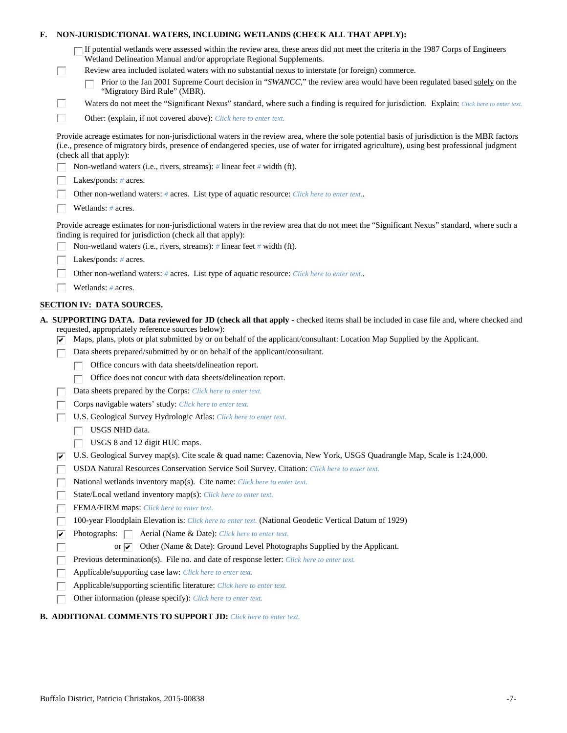**F. NON-JURISDICTIONAL WATERS, INCLUDING WETLANDS (CHECK ALL THAT APPLY):**

- ☐ If potential wetlands were assessed within the review area, these areas did not meet the criteria in the 1987 Corps of Engineers Wetland Delineation Manual and/or appropriate Regional Supplements.
- ☐ Review area included isolated waters with no substantial nexus to interstate (or foreign) commerce.
  - ☐ Prior to the Jan 2001 Supreme Court decision in "*SWANCC*," the review area would have been regulated based solely on the "Migratory Bird Rule" (MBR).
- ☐ Waters do not meet the "Significant Nexus" standard, where such a finding is required for jurisdiction. Explain: *Click here to enter text.*
- ☐ Other: (explain, if not covered above): *Click here to enter text.*

Provide acreage estimates for non-jurisdictional waters in the review area, where the sole potential basis of jurisdiction is the MBR factors (i.e., presence of migratory birds, presence of endangered species, use of water for irrigated agriculture), using best professional judgment (check all that apply):

- ☐ Non-wetland waters (i.e., rivers, streams): # linear feet # width (ft).
- ☐ Lakes/ponds: # acres.
- ☐ Other non-wetland waters: # acres. List type of aquatic resource: *Click here to enter text.*.
- ☐ Wetlands: # acres.

Provide acreage estimates for non-jurisdictional waters in the review area that do not meet the "Significant Nexus" standard, where such a finding is required for jurisdiction (check all that apply):

- ☐ Non-wetland waters (i.e., rivers, streams): # linear feet # width (ft).
- ☐ Lakes/ponds: # acres.
- ☐ Other non-wetland waters: # acres. List type of aquatic resource: *Click here to enter text.*.
- ☐ Wetlands: # acres.

## SECTION IV: DATA SOURCES.

**A. SUPPORTING DATA. Data reviewed for JD (check all that apply** - checked items shall be included in case file and, where checked and requested, appropriately reference sources below):

- ☑ Maps, plans, plots or plat submitted by or on behalf of the applicant/consultant: Location Map Supplied by the Applicant.
- ☐ Data sheets prepared/submitted by or on behalf of the applicant/consultant.
  - ☐ Office concurs with data sheets/delineation report.
  - ☐ Office does not concur with data sheets/delineation report.
- ☐ Data sheets prepared by the Corps: *Click here to enter text.*
- ☐ Corps navigable waters' study: *Click here to enter text.*
- ☐ U.S. Geological Survey Hydrologic Atlas: *Click here to enter text.*
  - ☐ USGS NHD data.
  - ☐ USGS 8 and 12 digit HUC maps.
- ☑ U.S. Geological Survey map(s). Cite scale & quad name: Cazenovia, New York, USGS Quadrangle Map, Scale is 1:24,000.
- ☐ USDA Natural Resources Conservation Service Soil Survey. Citation: *Click here to enter text.*
- ☐ National wetlands inventory map(s). Cite name: *Click here to enter text.*
- ☐ State/Local wetland inventory map(s): *Click here to enter text.*
- ☐ FEMA/FIRM maps: *Click here to enter text.*
- ☐ 100-year Floodplain Elevation is: *Click here to enter text.* (National Geodetic Vertical Datum of 1929)
- ☑ Photographs: ☐ Aerial (Name & Date): *Click here to enter text.*
- ☐ or ☑ Other (Name & Date): Ground Level Photographs Supplied by the Applicant.
- ☐ Previous determination(s). File no. and date of response letter: *Click here to enter text.*
- ☐ Applicable/supporting case law: *Click here to enter text.*
- ☐ Applicable/supporting scientific literature: *Click here to enter text.*
- ☐ Other information (please specify): *Click here to enter text.*

**B. ADDITIONAL COMMENTS TO SUPPORT JD:** *Click here to enter text.*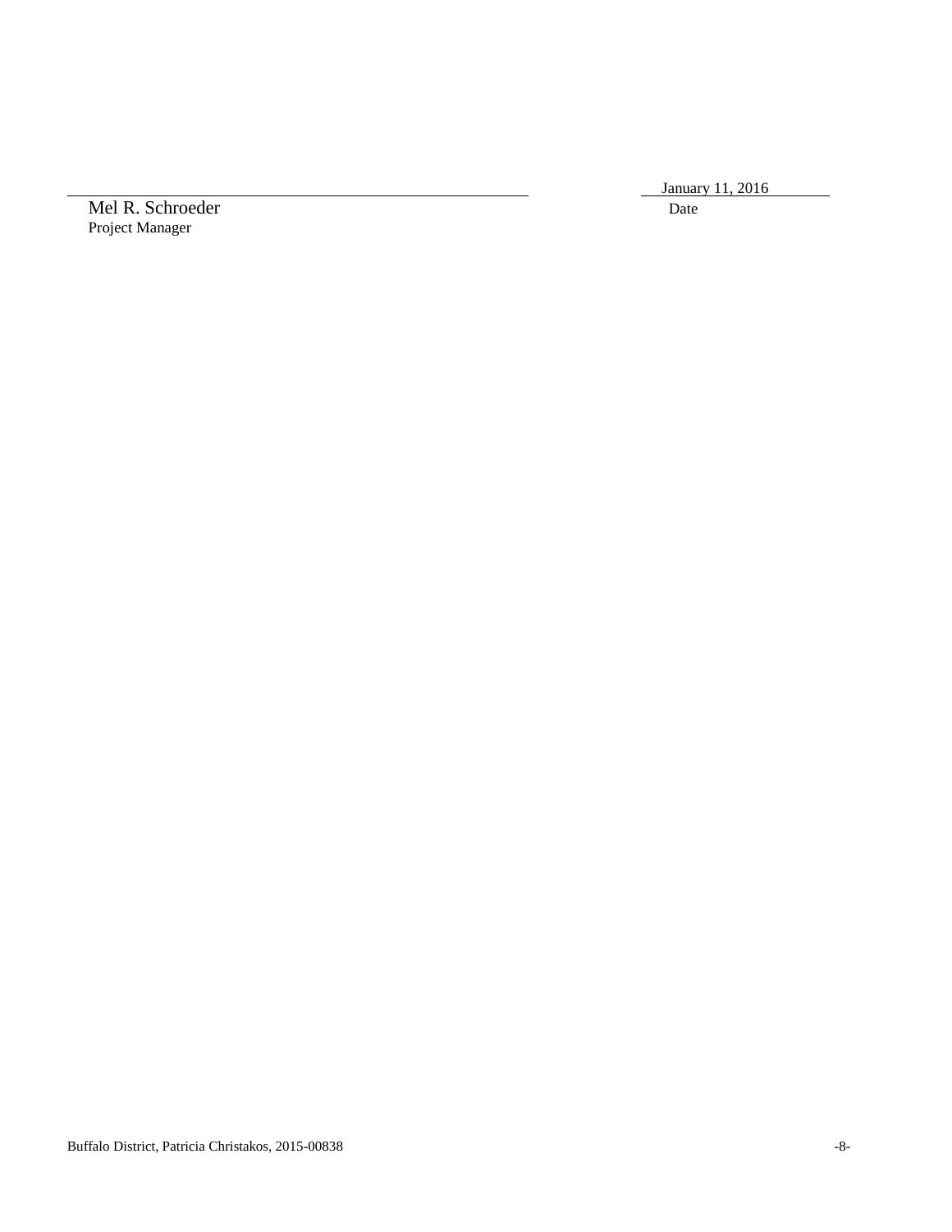\_\_\_\_\_\_\_\_\_\_\_\_\_\_\_\_\_\_\_\_\_\_\_\_\_\_\_\_\_\_\_\_\_\_\_\_\_\_\_\_\_\_\_\_

Mel R. Schroeder
Project Manager

January 11, 2016
Date